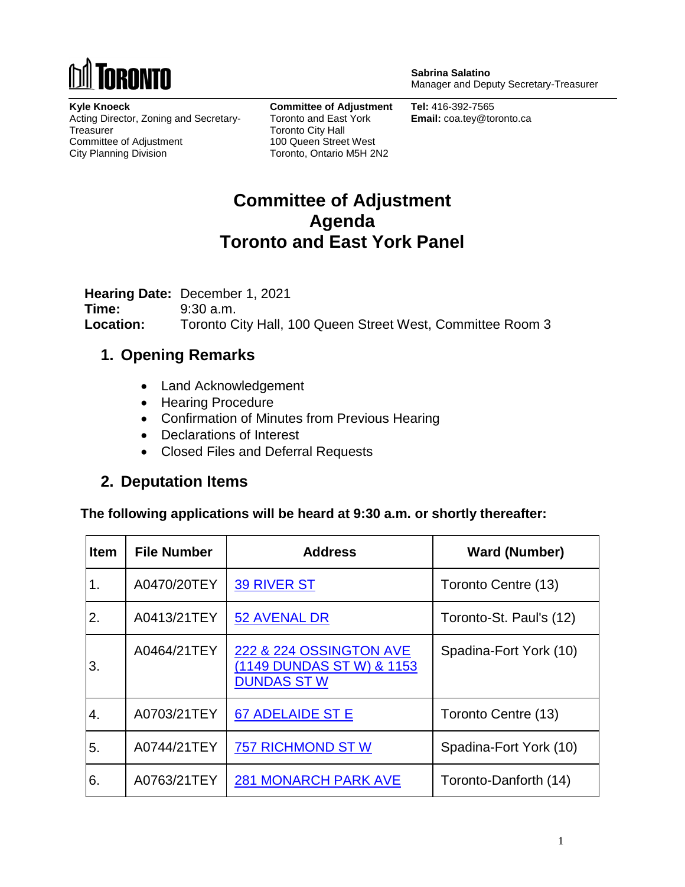TORONTO

**Sabrina Salatino**
Manager and Deputy Secretary-Treasurer

**Kyle Knoeck**
Acting Director, Zoning and Secretary-Treasurer
Committee of Adjustment
City Planning Division

**Committee of Adjustment**
Toronto and East York
Toronto City Hall
100 Queen Street West
Toronto, Ontario M5H 2N2

**Tel:** 416-392-7565
**Email:** coa.tey@toronto.ca

# Committee of Adjustment Agenda Toronto and East York Panel

**Hearing Date:** December 1, 2021
**Time:** 9:30 a.m.
**Location:** Toronto City Hall, 100 Queen Street West, Committee Room 3

## 1. Opening Remarks

- Land Acknowledgement
- Hearing Procedure
- Confirmation of Minutes from Previous Hearing
- Declarations of Interest
- Closed Files and Deferral Requests

## 2. Deputation Items

**The following applications will be heard at 9:30 a.m. or shortly thereafter:**

| Item | File Number | Address | Ward (Number) |
|---|---|---|---|
| 1. | A0470/20TEY | 39 RIVER ST | Toronto Centre (13) |
| 2. | A0413/21TEY | 52 AVENAL DR | Toronto-St. Paul's (12) |
| 3. | A0464/21TEY | 222 & 224 OSSINGTON AVE (1149 DUNDAS ST W) & 1153 DUNDAS ST W | Spadina-Fort York (10) |
| 4. | A0703/21TEY | 67 ADELAIDE ST E | Toronto Centre (13) |
| 5. | A0744/21TEY | 757 RICHMOND ST W | Spadina-Fort York (10) |
| 6. | A0763/21TEY | 281 MONARCH PARK AVE | Toronto-Danforth (14) |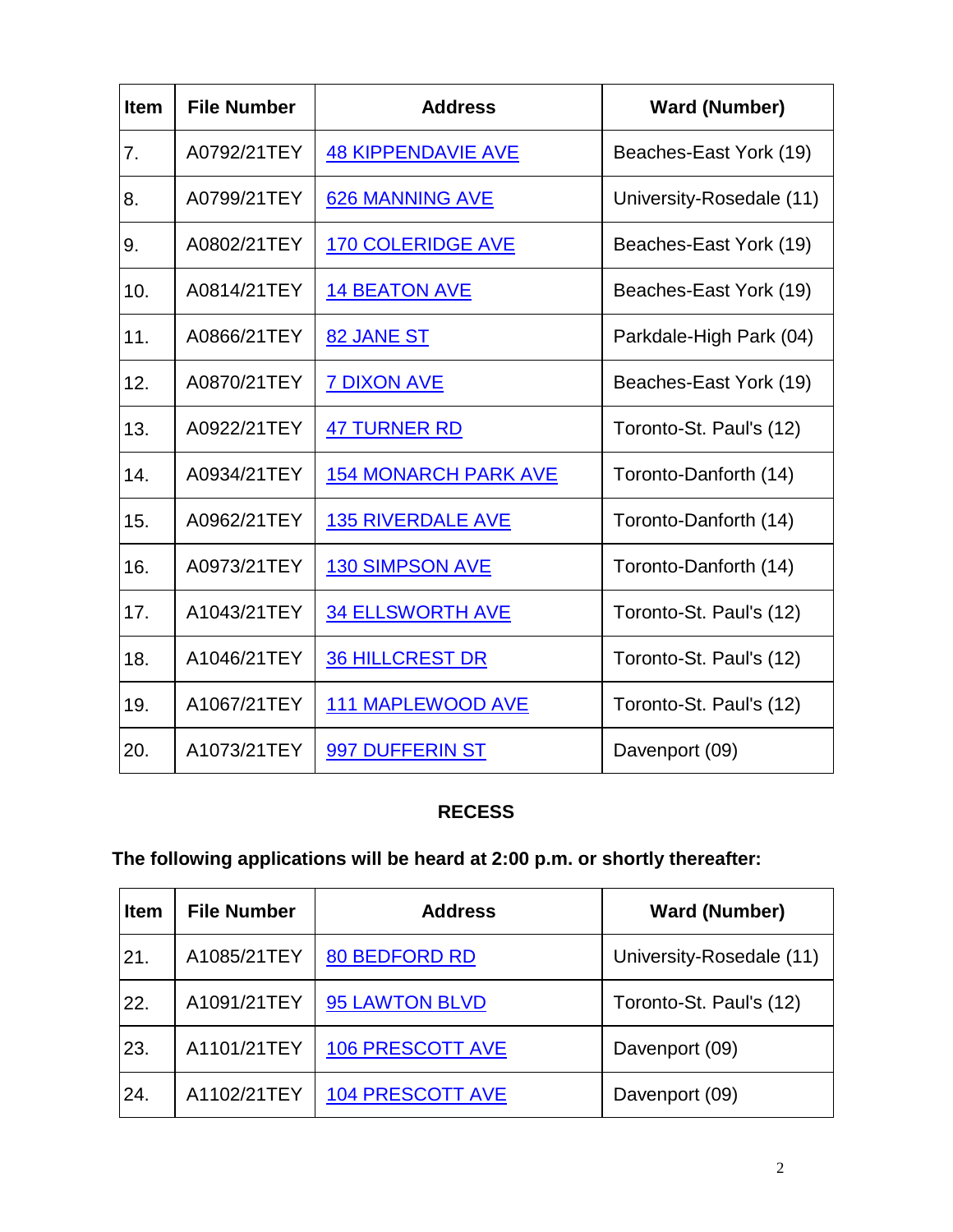| Item | File Number | Address | Ward (Number) |
|---|---|---|---|
| 7. | A0792/21TEY | 48 KIPPENDAVIE AVE | Beaches-East York (19) |
| 8. | A0799/21TEY | 626 MANNING AVE | University-Rosedale (11) |
| 9. | A0802/21TEY | 170 COLERIDGE AVE | Beaches-East York (19) |
| 10. | A0814/21TEY | 14 BEATON AVE | Beaches-East York (19) |
| 11. | A0866/21TEY | 82 JANE ST | Parkdale-High Park (04) |
| 12. | A0870/21TEY | 7 DIXON AVE | Beaches-East York (19) |
| 13. | A0922/21TEY | 47 TURNER RD | Toronto-St. Paul's (12) |
| 14. | A0934/21TEY | 154 MONARCH PARK AVE | Toronto-Danforth (14) |
| 15. | A0962/21TEY | 135 RIVERDALE AVE | Toronto-Danforth (14) |
| 16. | A0973/21TEY | 130 SIMPSON AVE | Toronto-Danforth (14) |
| 17. | A1043/21TEY | 34 ELLSWORTH AVE | Toronto-St. Paul's (12) |
| 18. | A1046/21TEY | 36 HILLCREST DR | Toronto-St. Paul's (12) |
| 19. | A1067/21TEY | 111 MAPLEWOOD AVE | Toronto-St. Paul's (12) |
| 20. | A1073/21TEY | 997 DUFFERIN ST | Davenport (09) |

**RECESS**

**The following applications will be heard at 2:00 p.m. or shortly thereafter:**

| Item | File Number | Address | Ward (Number) |
|---|---|---|---|
| 21. | A1085/21TEY | 80 BEDFORD RD | University-Rosedale (11) |
| 22. | A1091/21TEY | 95 LAWTON BLVD | Toronto-St. Paul's (12) |
| 23. | A1101/21TEY | 106 PRESCOTT AVE | Davenport (09) |
| 24. | A1102/21TEY | 104 PRESCOTT AVE | Davenport (09) |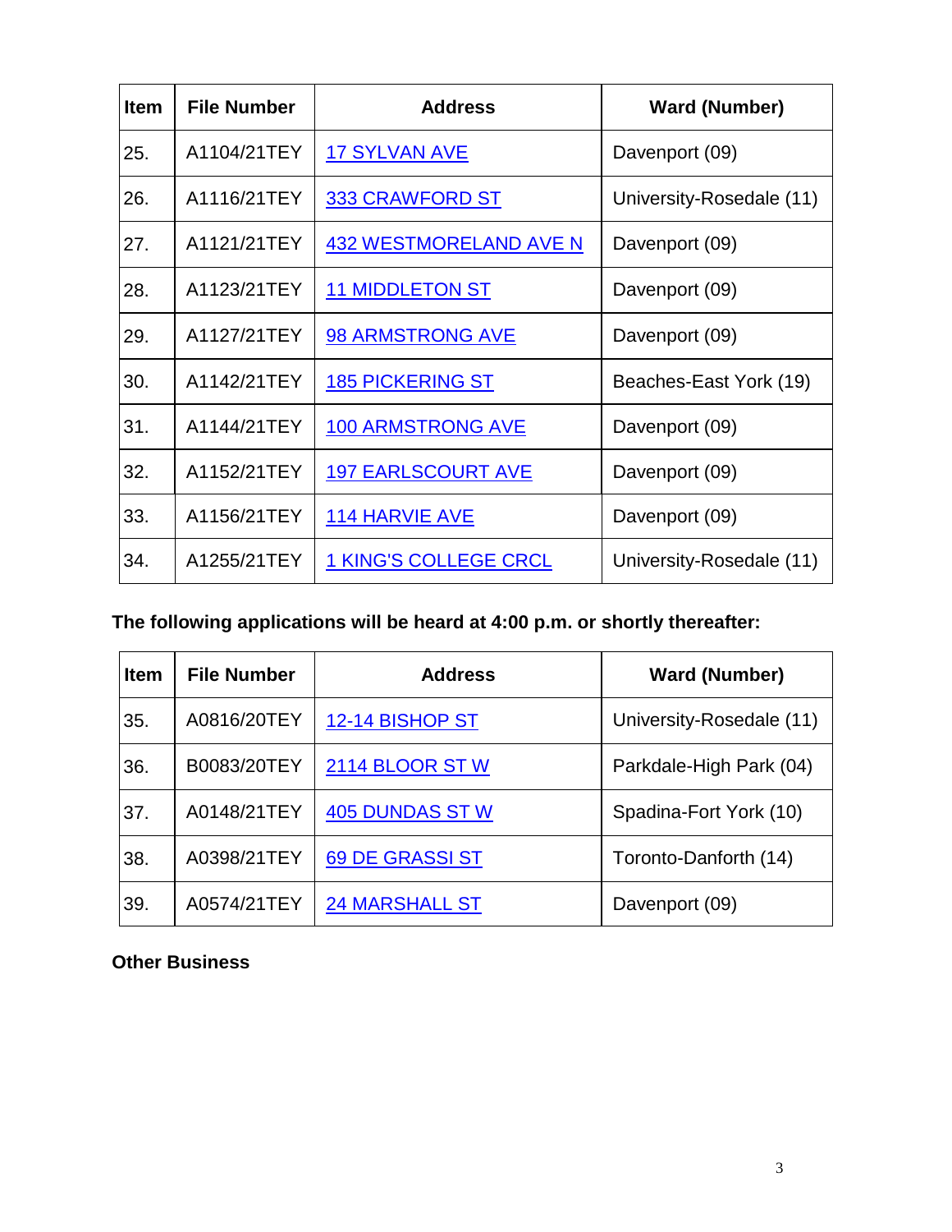| Item | File Number | Address | Ward (Number) |
|---|---|---|---|
| 25. | A1104/21TEY | 17 SYLVAN AVE | Davenport (09) |
| 26. | A1116/21TEY | 333 CRAWFORD ST | University-Rosedale (11) |
| 27. | A1121/21TEY | 432 WESTMORELAND AVE N | Davenport (09) |
| 28. | A1123/21TEY | 11 MIDDLETON ST | Davenport (09) |
| 29. | A1127/21TEY | 98 ARMSTRONG AVE | Davenport (09) |
| 30. | A1142/21TEY | 185 PICKERING ST | Beaches-East York (19) |
| 31. | A1144/21TEY | 100 ARMSTRONG AVE | Davenport (09) |
| 32. | A1152/21TEY | 197 EARLSCOURT AVE | Davenport (09) |
| 33. | A1156/21TEY | 114 HARVIE AVE | Davenport (09) |
| 34. | A1255/21TEY | 1 KING'S COLLEGE CRCL | University-Rosedale (11) |

**The following applications will be heard at 4:00 p.m. or shortly thereafter:**

| Item | File Number | Address | Ward (Number) |
|---|---|---|---|
| 35. | A0816/20TEY | 12-14 BISHOP ST | University-Rosedale (11) |
| 36. | B0083/20TEY | 2114 BLOOR ST W | Parkdale-High Park (04) |
| 37. | A0148/21TEY | 405 DUNDAS ST W | Spadina-Fort York (10) |
| 38. | A0398/21TEY | 69 DE GRASSI ST | Toronto-Danforth (14) |
| 39. | A0574/21TEY | 24 MARSHALL ST | Davenport (09) |

**Other Business**